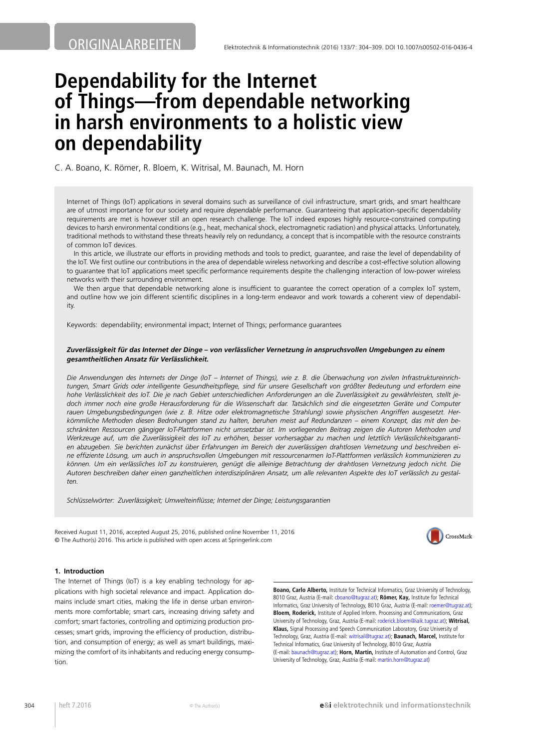ORIGINALARBEITEN

# Dependability for the Internet of Things—from dependable networking in harsh environments to a holistic view on dependability

C. A. Boano, K. Römer, R. Bloem, K. Witrisal, M. Baunach, M. Horn

Internet of Things (IoT) applications in several domains such as surveillance of civil infrastructure, smart grids, and smart healthcare are of utmost importance for our society and require *dependable* performance. Guaranteeing that application-specific dependability requirements are met is however still an open research challenge. The IoT indeed exposes highly resource-constrained computing devices to harsh environmental conditions (e.g., heat, mechanical shock, electromagnetic radiation) and physical attacks. Unfortunately, traditional methods to withstand these threats heavily rely on redundancy, a concept that is incompatible with the resource constraints of common IoT devices.

In this article, we illustrate our efforts in providing methods and tools to predict, guarantee, and raise the level of dependability of the IoT. We first outline our contributions in the area of dependable wireless networking and describe a cost-effective solution allowing to guarantee that IoT applications meet specific performance requirements despite the challenging interaction of low-power wireless networks with their surrounding environment.

We then argue that dependable networking alone is insufficient to guarantee the correct operation of a complex IoT system, and outline how we join different scientific disciplines in a long-term endeavor and work towards a coherent view of dependability.

Keywords: dependability; environmental impact; Internet of Things; performance guarantees

***Zuverlässigkeit für das Internet der Dinge – von verlässlicher Vernetzung in anspruchsvollen Umgebungen zu einem gesamtheitlichen Ansatz für Verlässlichkeit.***

*Die Anwendungen des Internets der Dinge (IoT – Internet of Things), wie z. B. die Überwachung von zivilen Infrastruktureinrichtungen, Smart Grids oder intelligente Gesundheitspflege, sind für unsere Gesellschaft von größter Bedeutung und erfordern eine hohe Verlässlichkeit des IoT. Die je nach Gebiet unterschiedlichen Anforderungen an die Zuverlässigkeit zu gewährleisten, stellt jedoch immer noch eine große Herausforderung für die Wissenschaft dar. Tatsächlich sind die eingesetzten Geräte und Computer rauen Umgebungsbedingungen (wie z. B. Hitze oder elektromagnetische Strahlung) sowie physischen Angriffen ausgesetzt. Herkömmliche Methoden diesen Bedrohungen stand zu halten, beruhen meist auf Redundanzen – einem Konzept, das mit den beschränkten Ressourcen gängiger IoT-Plattformen nicht umsetzbar ist. Im vorliegenden Beitrag zeigen die Autoren Methoden und Werkzeuge auf, um die Zuverlässigkeit des IoT zu erhöhen, besser vorhersagbar zu machen und letztlich Verlässlichkeitsgarantien abzugeben. Sie berichten zunächst über Erfahrungen im Bereich der zuverlässigen drahtlosen Vernetzung und beschreiben eine effiziente Lösung, um auch in anspruchsvollen Umgebungen mit ressourcenarmen IoT-Plattformen verlässlich kommunizieren zu können. Um ein verlässliches IoT zu konstruieren, genügt die alleinige Betrachtung der drahtlosen Vernetzung jedoch nicht. Die Autoren beschreiben daher einen ganzheitlichen interdisziplinären Ansatz, um alle relevanten Aspekte des IoT verlässlich zu gestalten.*

*Schlüsselwörter: Zuverlässigkeit; Umwelteinflüsse; Internet der Dinge; Leistungsgarantien*

Received August 11, 2016, accepted August 25, 2016, published online November 11, 2016
© The Author(s) 2016. This article is published with open access at Springerlink.com

## 1. Introduction

The Internet of Things (IoT) is a key enabling technology for applications with high societal relevance and impact. Application domains include smart cities, making the life in dense urban environments more comfortable; smart cars, increasing driving safety and comfort; smart factories, controlling and optimizing production processes; smart grids, improving the efficiency of production, distribution, and consumption of energy; as well as smart buildings, maximizing the comfort of its inhabitants and reducing energy consumption.

**Boano, Carlo Alberto,** Institute for Technical Informatics, Graz University of Technology, 8010 Graz, Austria (E-mail: cboano@tugraz.at); **Römer, Kay,** Institute for Technical Informatics, Graz University of Technology, 8010 Graz, Austria (E-mail: roemer@tugraz.at); **Bloem, Roderick,** Institute of Applied Inform. Processing and Communications, Graz University of Technology, Graz, Austria (E-mail: roderick.bloem@iaik.tugraz.at); **Witrisal, Klaus,** Signal Processing and Speech Communication Laboratory, Graz University of Technology, Graz, Austria (E-mail: witrisal@tugraz.at); **Baunach, Marcel,** Institute for Technical Informatics, Graz University of Technology, 8010 Graz, Austria (E-mail: baunach@tugraz.at); **Horn, Martin,** Institute of Automation and Control, Graz University of Technology, Graz, Austria (E-mail: martin.horn@tugraz.at)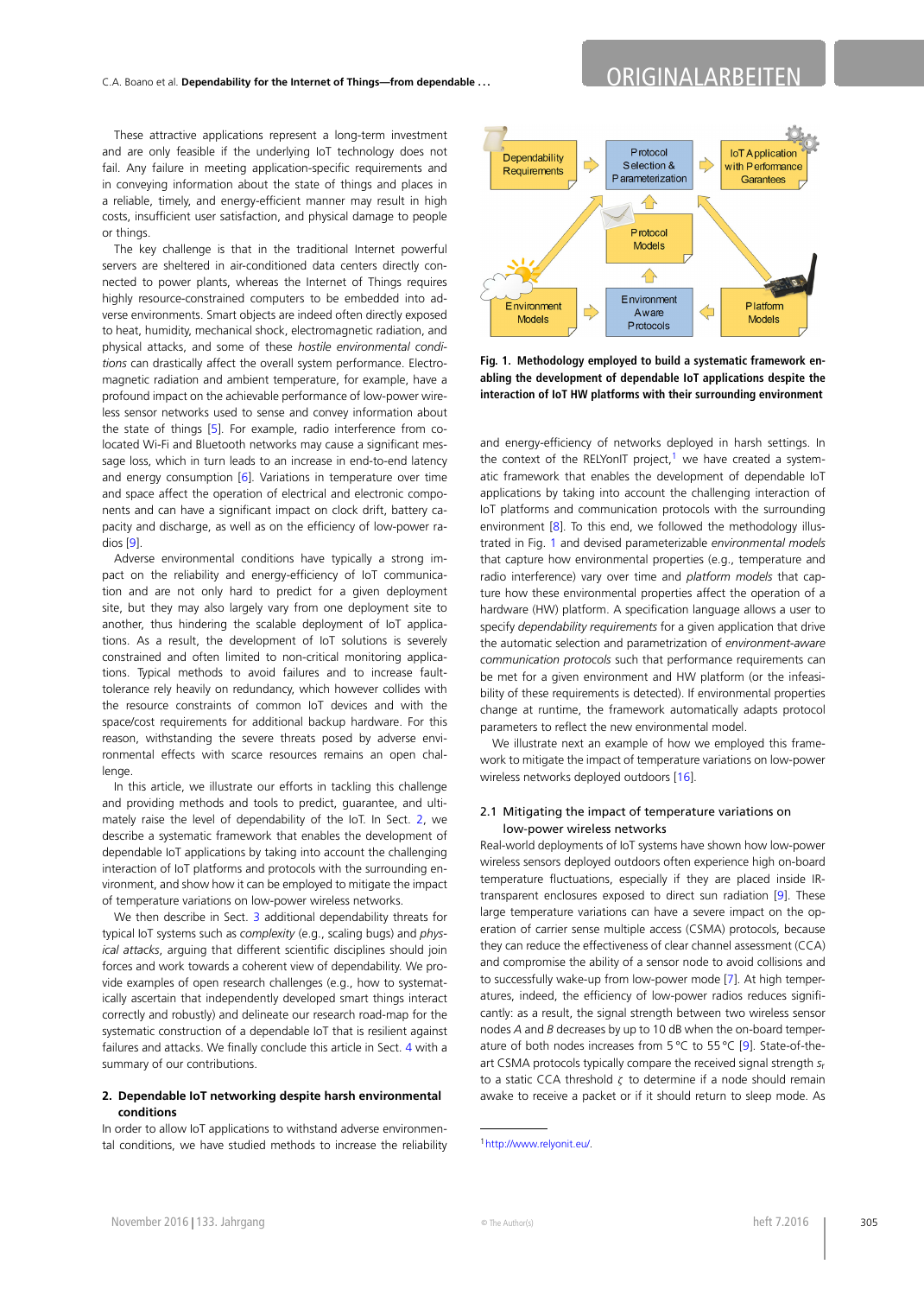These attractive applications represent a long-term investment and are only feasible if the underlying IoT technology does not fail. Any failure in meeting application-specific requirements and in conveying information about the state of things and places in a reliable, timely, and energy-efficient manner may result in high costs, insufficient user satisfaction, and physical damage to people or things.

The key challenge is that in the traditional Internet powerful servers are sheltered in air-conditioned data centers directly connected to power plants, whereas the Internet of Things requires highly resource-constrained computers to be embedded into adverse environments. Smart objects are indeed often directly exposed to heat, humidity, mechanical shock, electromagnetic radiation, and physical attacks, and some of these *hostile environmental conditions* can drastically affect the overall system performance. Electromagnetic radiation and ambient temperature, for example, have a profound impact on the achievable performance of low-power wireless sensor networks used to sense and convey information about the state of things [5]. For example, radio interference from co-located Wi-Fi and Bluetooth networks may cause a significant message loss, which in turn leads to an increase in end-to-end latency and energy consumption [6]. Variations in temperature over time and space affect the operation of electrical and electronic components and can have a significant impact on clock drift, battery capacity and discharge, as well as on the efficiency of low-power radios [9].

Adverse environmental conditions have typically a strong impact on the reliability and energy-efficiency of IoT communication and are not only hard to predict for a given deployment site, but they may also largely vary from one deployment site to another, thus hindering the scalable deployment of IoT applications. As a result, the development of IoT solutions is severely constrained and often limited to non-critical monitoring applications. Typical methods to avoid failures and to increase fault-tolerance rely heavily on redundancy, which however collides with the resource constraints of common IoT devices and with the space/cost requirements for additional backup hardware. For this reason, withstanding the severe threats posed by adverse environmental effects with scarce resources remains an open challenge.

In this article, we illustrate our efforts in tackling this challenge and providing methods and tools to predict, guarantee, and ultimately raise the level of dependability of the IoT. In Sect. 2, we describe a systematic framework that enables the development of dependable IoT applications by taking into account the challenging interaction of IoT platforms and protocols with the surrounding environment, and show how it can be employed to mitigate the impact of temperature variations on low-power wireless networks.

We then describe in Sect. 3 additional dependability threats for typical IoT systems such as *complexity* (e.g., scaling bugs) and *physical attacks*, arguing that different scientific disciplines should join forces and work towards a coherent view of dependability. We provide examples of open research challenges (e.g., how to systematically ascertain that independently developed smart things interact correctly and robustly) and delineate our research road-map for the systematic construction of a dependable IoT that is resilient against failures and attacks. We finally conclude this article in Sect. 4 with a summary of our contributions.

## 2. Dependable IoT networking despite harsh environmental conditions

In order to allow IoT applications to withstand adverse environmental conditions, we have studied methods to increase the reliability and energy-efficiency of networks deployed in harsh settings. In the context of the RELYonIT project,[1] we have created a systematic framework that enables the development of dependable IoT applications by taking into account the challenging interaction of IoT platforms and communication protocols with the surrounding environment [8]. To this end, we followed the methodology illustrated in Fig. 1 and devised parameterizable *environmental models* that capture how environmental properties (e.g., temperature and radio interference) vary over time and *platform models* that capture how these environmental properties affect the operation of a hardware (HW) platform. A specification language allows a user to specify *dependability requirements* for a given application that drive the automatic selection and parametrization of *environment-aware communication protocols* such that performance requirements can be met for a given environment and HW platform (or the infeasibility of these requirements is detected). If environmental properties change at runtime, the framework automatically adapts protocol parameters to reflect the new environmental model.

**Fig. 1. Methodology employed to build a systematic framework enabling the development of dependable IoT applications despite the interaction of IoT HW platforms with their surrounding environment**

We illustrate next an example of how we employed this framework to mitigate the impact of temperature variations on low-power wireless networks deployed outdoors [16].

### 2.1 Mitigating the impact of temperature variations on low-power wireless networks

Real-world deployments of IoT systems have shown how low-power wireless sensors deployed outdoors often experience high on-board temperature fluctuations, especially if they are placed inside IR-transparent enclosures exposed to direct sun radiation [9]. These large temperature variations can have a severe impact on the operation of carrier sense multiple access (CSMA) protocols, because they can reduce the effectiveness of clear channel assessment (CCA) and compromise the ability of a sensor node to avoid collisions and to successfully wake-up from low-power mode [7]. At high temperatures, indeed, the efficiency of low-power radios reduces significantly: as a result, the signal strength between two wireless sensor nodes *A* and *B* decreases by up to 10 dB when the on-board temperature of both nodes increases from 5 °C to 55 °C [9]. State-of-the-art CSMA protocols typically compare the received signal strength $s_r$ to a static CCA threshold $\zeta$ to determine if a node should remain awake to receive a packet or if it should return to sleep mode. As

[1] http://www.relyonit.eu/.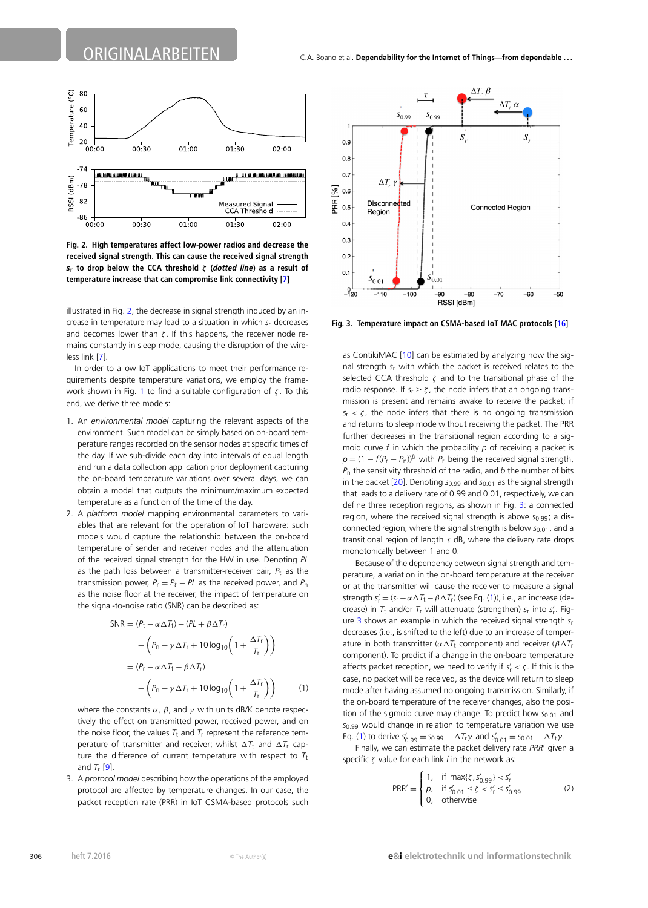**Fig. 2. High temperatures affect low-power radios and decrease the received signal strength. This can cause the received signal strength $s_r$ to drop below the CCA threshold $\zeta$ (*dotted line*) as a result of temperature increase that can compromise link connectivity [7]**

illustrated in Fig. 2, the decrease in signal strength induced by an increase in temperature may lead to a situation in which $s_r$ decreases and becomes lower than $\zeta$. If this happens, the receiver node remains constantly in sleep mode, causing the disruption of the wireless link [7].

In order to allow IoT applications to meet their performance requirements despite temperature variations, we employ the framework shown in Fig. 1 to find a suitable configuration of $\zeta$. To this end, we derive three models:

1. An *environmental model* capturing the relevant aspects of the environment. Such model can be simply based on on-board temperature ranges recorded on the sensor nodes at specific times of the day. If we sub-divide each day into intervals of equal length and run a data collection application prior deployment capturing the on-board temperature variations over several days, we can obtain a model that outputs the minimum/maximum expected temperature as a function of the time of the day.
2. A *platform model* mapping environmental parameters to variables that are relevant for the operation of IoT hardware: such models would capture the relationship between the on-board temperature of sender and receiver nodes and the attenuation of the received signal strength for the HW in use. Denoting $PL$ as the path loss between a transmitter-receiver pair, $P_t$ as the transmission power, $P_r = P_t - PL$ as the received power, and $P_n$ as the noise floor at the receiver, the impact of temperature on the signal-to-noise ratio (SNR) can be described as:

$$
\begin{aligned}
\mathrm{SNR} &= (P_t - \alpha\Delta T_t) - (PL + \beta\Delta T_r) \\
&\quad - \left(P_n - \gamma\Delta T_r + 10\log_{10}\left(1 + \frac{\Delta T_r}{T_r}\right)\right) \\
&= (P_r - \alpha\Delta T_t - \beta\Delta T_r) \\
&\quad - \left(P_n - \gamma\Delta T_r + 10\log_{10}\left(1 + \frac{\Delta T_r}{T_r}\right)\right)
\end{aligned}
\qquad (1)
$$

   where the constants $\alpha$, $\beta$, and $\gamma$ with units dB/K denote respectively the effect on transmitted power, received power, and on the noise floor, the values $T_t$ and $T_r$ represent the reference temperature of transmitter and receiver; whilst $\Delta T_t$ and $\Delta T_r$ capture the difference of current temperature with respect to $T_t$ and $T_r$ [9].
3. A *protocol model* describing how the operations of the employed protocol are affected by temperature changes. In our case, the packet reception rate (PRR) in IoT CSMA-based protocols such as ContikiMAC [10] can be estimated by analyzing how the signal strength $s_r$ with which the packet is received relates to the selected CCA threshold $\zeta$ and to the transitional phase of the radio response. If $s_r \geq \zeta$, the node infers that an ongoing transmission is present and remains awake to receive the packet; if $s_r < \zeta$, the node infers that there is no ongoing transmission and returns to sleep mode without receiving the packet. The PRR further decreases in the transitional region according to a sigmoid curve $f$ in which the probability $p$ of receiving a packet is $p = (1 - f(P_r - P_n))^b$ with $P_r$ being the received signal strength, $P_n$ the sensitivity threshold of the radio, and $b$ the number of bits in the packet [20]. Denoting $s_{0.99}$ and $s_{0.01}$ as the signal strength that leads to a delivery rate of 0.99 and 0.01, respectively, we can define three reception regions, as shown in Fig. 3: a connected region, where the received signal strength is above $s_{0.99}$; a disconnected region, where the signal strength is below $s_{0.01}$, and a transitional region of length $\tau$ dB, where the delivery rate drops monotonically between 1 and 0.

**Fig. 3. Temperature impact on CSMA-based IoT MAC protocols [16]**

Because of the dependency between signal strength and temperature, a variation in the on-board temperature at the receiver or at the transmitter will cause the receiver to measure a signal strength $s'_r = (s_r - \alpha\Delta T_t - \beta\Delta T_r)$ (see Eq. (1)), i.e., an increase (decrease) in $T_t$ and/or $T_r$ will attenuate (strengthen) $s_r$ into $s'_r$. Figure 3 shows an example in which the received signal strength $s_r$ decreases (i.e., is shifted to the left) due to an increase of temperature in both transmitter ($\alpha\Delta T_t$ component) and receiver ($\beta\Delta T_r$ component). To predict if a change in the on-board temperature affects packet reception, we need to verify if $s'_r < \zeta$. If this is the case, no packet will be received, as the device will return to sleep mode after having assumed no ongoing transmission. Similarly, if the on-board temperature of the receiver changes, also the position of the sigmoid curve may change. To predict how $s_{0.01}$ and $s_{0.99}$ would change in relation to temperature variation we use Eq. (1) to derive $s'_{0.99} = s_{0.99} - \Delta T_r\gamma$ and $s'_{0.01} = s_{0.01} - \Delta T_r\gamma$.

Finally, we can estimate the packet delivery rate $PRR'$ given a specific $\zeta$ value for each link $i$ in the network as:

$$
\mathrm{PRR}' = \begin{cases} 1, & \text{if } \max\{\zeta, s'_{0.99}\} < s'_r \\ p, & \text{if } s'_{0.01} \leq \zeta < s'_r \leq s'_{0.99} \\ 0, & \text{otherwise} \end{cases} \qquad (2)
$$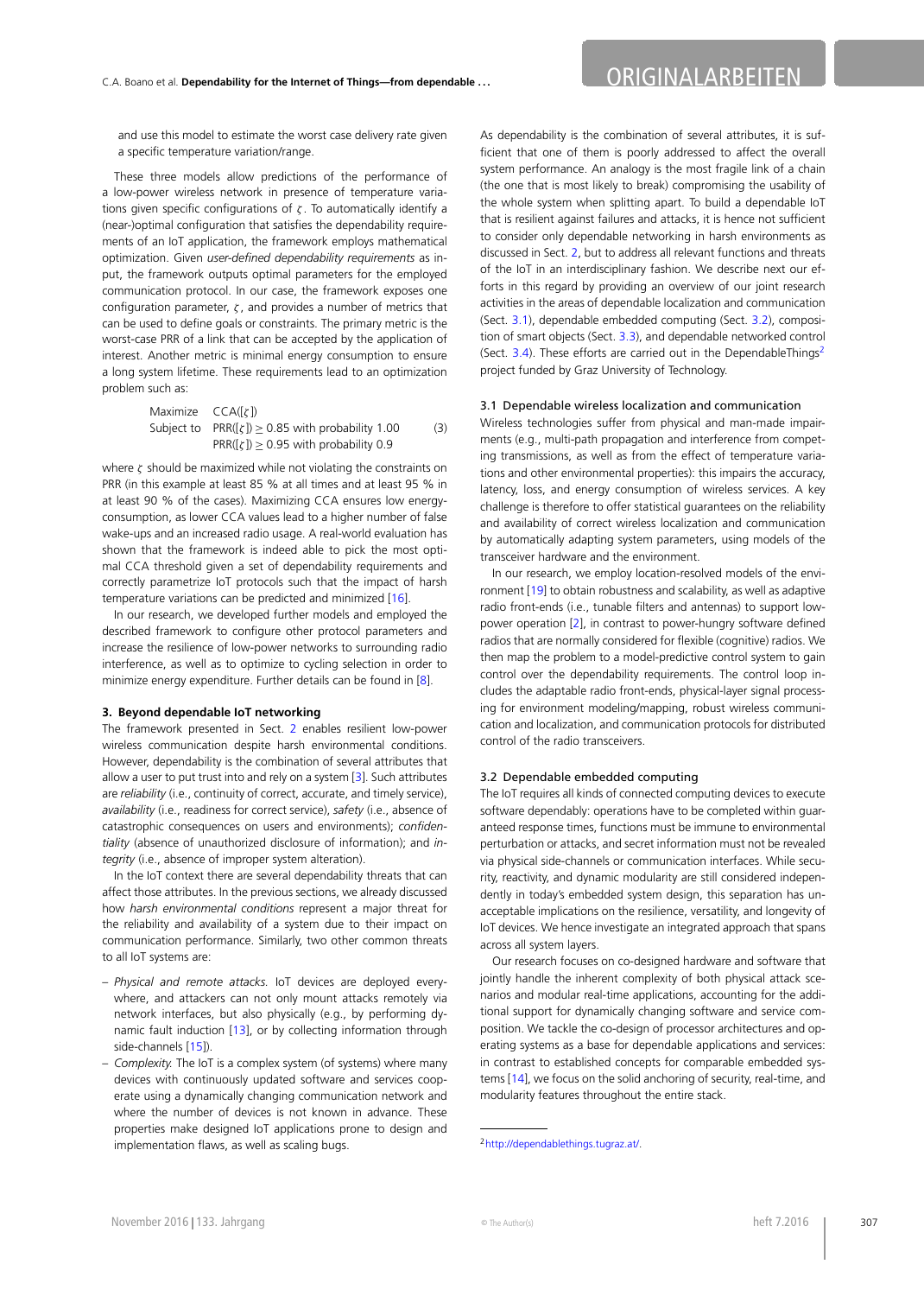and use this model to estimate the worst case delivery rate given a specific temperature variation/range.

These three models allow predictions of the performance of a low-power wireless network in presence of temperature variations given specific configurations of $\zeta$. To automatically identify a (near-)optimal configuration that satisfies the dependability requirements of an IoT application, the framework employs mathematical optimization. Given *user-defined dependability requirements* as input, the framework outputs optimal parameters for the employed communication protocol. In our case, the framework exposes one configuration parameter, $\zeta$, and provides a number of metrics that can be used to define goals or constraints. The primary metric is the worst-case PRR of a link that can be accepted by the application of interest. Another metric is minimal energy consumption to ensure a long system lifetime. These requirements lead to an optimization problem such as:

$$
\begin{aligned}
&\text{Maximize} && \text{CCA}([\zeta]) \\
&\text{Subject to} && \text{PRR}([\zeta]) \geq 0.85 \text{ with probability } 1.00 \\
& && \text{PRR}([\zeta]) \geq 0.95 \text{ with probability } 0.9
\end{aligned}
\tag{3}
$$

where $\zeta$ should be maximized while not violating the constraints on PRR (in this example at least 85 % at all times and at least 95 % in at least 90 % of the cases). Maximizing CCA ensures low energy-consumption, as lower CCA values lead to a higher number of false wake-ups and an increased radio usage. A real-world evaluation has shown that the framework is indeed able to pick the most optimal CCA threshold given a set of dependability requirements and correctly parametrize IoT protocols such that the impact of harsh temperature variations can be predicted and minimized [16].

In our research, we developed further models and employed the described framework to configure other protocol parameters and increase the resilience of low-power networks to surrounding radio interference, as well as to optimize to cycling selection in order to minimize energy expenditure. Further details can be found in [8].

## 3. Beyond dependable IoT networking

The framework presented in Sect. 2 enables resilient low-power wireless communication despite harsh environmental conditions. However, dependability is the combination of several attributes that allow a user to put trust into and rely on a system [3]. Such attributes are *reliability* (i.e., continuity of correct, accurate, and timely service), *availability* (i.e., readiness for correct service), *safety* (i.e., absence of catastrophic consequences on users and environments); *confidentiality* (absence of unauthorized disclosure of information); and *integrity* (i.e., absence of improper system alteration).

In the IoT context there are several dependability threats that can affect those attributes. In the previous sections, we already discussed how *harsh environmental conditions* represent a major threat for the reliability and availability of a system due to their impact on communication performance. Similarly, two other common threats to all IoT systems are:

- *Physical and remote attacks.* IoT devices are deployed everywhere, and attackers can not only mount attacks remotely via network interfaces, but also physically (e.g., by performing dynamic fault induction [13], or by collecting information through side-channels [15]).
- *Complexity.* The IoT is a complex system (of systems) where many devices with continuously updated software and services cooperate using a dynamically changing communication network and where the number of devices is not known in advance. These properties make designed IoT applications prone to design and implementation flaws, as well as scaling bugs.

As dependability is the combination of several attributes, it is sufficient that one of them is poorly addressed to affect the overall system performance. An analogy is the most fragile link of a chain (the one that is most likely to break) compromising the usability of the whole system when splitting apart. To build a dependable IoT that is resilient against failures and attacks, it is hence not sufficient to consider only dependable networking in harsh environments as discussed in Sect. 2, but to address all relevant functions and threats of the IoT in an interdisciplinary fashion. We describe next our efforts in this regard by providing an overview of our joint research activities in the areas of dependable localization and communication (Sect. 3.1), dependable embedded computing (Sect. 3.2), composition of smart objects (Sect. 3.3), and dependable networked control (Sect. 3.4). These efforts are carried out in the DependableThings[2] project funded by Graz University of Technology.

### 3.1 Dependable wireless localization and communication

Wireless technologies suffer from physical and man-made impairments (e.g., multi-path propagation and interference from competing transmissions, as well as from the effect of temperature variations and other environmental properties): this impairs the accuracy, latency, loss, and energy consumption of wireless services. A key challenge is therefore to offer statistical guarantees on the reliability and availability of correct wireless localization and communication by automatically adapting system parameters, using models of the transceiver hardware and the environment.

In our research, we employ location-resolved models of the environment [19] to obtain robustness and scalability, as well as adaptive radio front-ends (i.e., tunable filters and antennas) to support low-power operation [2], in contrast to power-hungry software defined radios that are normally considered for flexible (cognitive) radios. We then map the problem to a model-predictive control system to gain control over the dependability requirements. The control loop includes the adaptable radio front-ends, physical-layer signal processing for environment modeling/mapping, robust wireless communication and localization, and communication protocols for distributed control of the radio transceivers.

### 3.2 Dependable embedded computing

The IoT requires all kinds of connected computing devices to execute software dependably: operations have to be completed within guaranteed response times, functions must be immune to environmental perturbation or attacks, and secret information must not be revealed via physical side-channels or communication interfaces. While security, reactivity, and dynamic modularity are still considered independently in today's embedded system design, this separation has unacceptable implications on the resilience, versatility, and longevity of IoT devices. We hence investigate an integrated approach that spans across all system layers.

Our research focuses on co-designed hardware and software that jointly handle the inherent complexity of both physical attack scenarios and modular real-time applications, accounting for the additional support for dynamically changing software and service composition. We tackle the co-design of processor architectures and operating systems as a base for dependable applications and services: in contrast to established concepts for comparable embedded systems [14], we focus on the solid anchoring of security, real-time, and modularity features throughout the entire stack.

[2] http://dependablethings.tugraz.at/.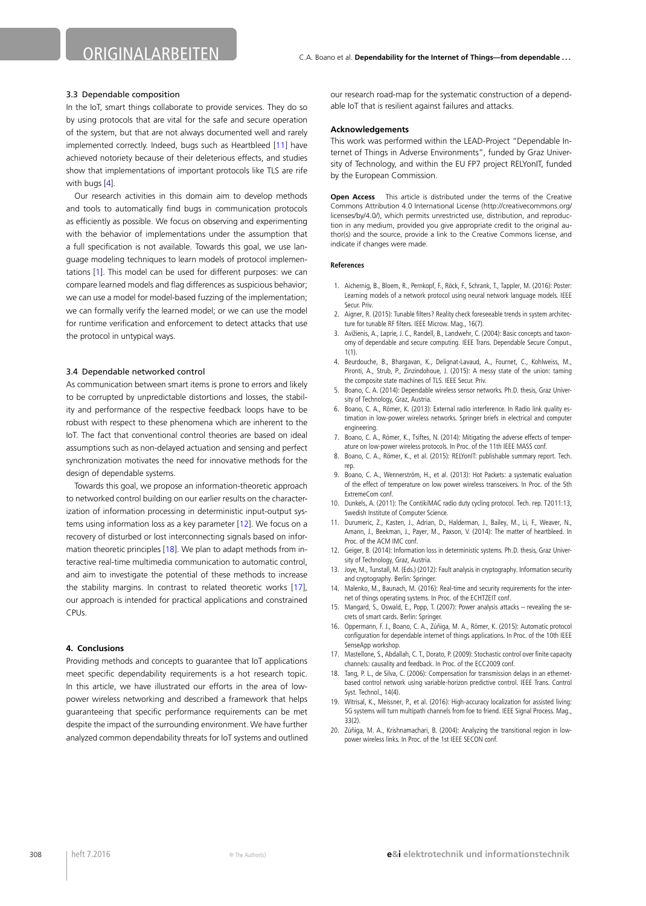### 3.3 Dependable composition

In the IoT, smart things collaborate to provide services. They do so by using protocols that are vital for the safe and secure operation of the system, but that are not always documented well and rarely implemented correctly. Indeed, bugs such as Heartbleed [11] have achieved notoriety because of their deleterious effects, and studies show that implementations of important protocols like TLS are rife with bugs [4].

Our research activities in this domain aim to develop methods and tools to automatically find bugs in communication protocols as efficiently as possible. We focus on observing and experimenting with the behavior of implementations under the assumption that a full specification is not available. Towards this goal, we use language modeling techniques to learn models of protocol implementations [1]. This model can be used for different purposes: we can compare learned models and flag differences as suspicious behavior; we can use a model for model-based fuzzing of the implementation; we can formally verify the learned model; or we can use the model for runtime verification and enforcement to detect attacks that use the protocol in untypical ways.

### 3.4 Dependable networked control

As communication between smart items is prone to errors and likely to be corrupted by unpredictable distortions and losses, the stability and performance of the respective feedback loops have to be robust with respect to these phenomena which are inherent to the IoT. The fact that conventional control theories are based on ideal assumptions such as non-delayed actuation and sensing and perfect synchronization motivates the need for innovative methods for the design of dependable systems.

Towards this goal, we propose an information-theoretic approach to networked control building on our earlier results on the characterization of information processing in deterministic input-output systems using information loss as a key parameter [12]. We focus on a recovery of disturbed or lost interconnecting signals based on information theoretic principles [18]. We plan to adapt methods from interactive real-time multimedia communication to automatic control, and aim to investigate the potential of these methods to increase the stability margins. In contrast to related theoretic works [17], our approach is intended for practical applications and constrained CPUs.

## 4. Conclusions

Providing methods and concepts to guarantee that IoT applications meet specific dependability requirements is a hot research topic. In this article, we have illustrated our efforts in the area of low-power wireless networking and described a framework that helps guaranteeing that specific performance requirements can be met despite the impact of the surrounding environment. We have further analyzed common dependability threats for IoT systems and outlined our research road-map for the systematic construction of a dependable IoT that is resilient against failures and attacks.

### Acknowledgements

This work was performed within the LEAD-Project "Dependable Internet of Things in Adverse Environments", funded by Graz University of Technology, and within the EU FP7 project RELYonIT, funded by the European Commission.

**Open Access** This article is distributed under the terms of the Creative Commons Attribution 4.0 International License (http://creativecommons.org/licenses/by/4.0/), which permits unrestricted use, distribution, and reproduction in any medium, provided you give appropriate credit to the original author(s) and the source, provide a link to the Creative Commons license, and indicate if changes were made.

#### References

1. Aichernig, B., Bloem, R., Pernkopf, F., Röck, F., Schrank, T., Tappler, M. (2016): Poster: Learning models of a network protocol using neural network language models. IEEE Secur. Priv.
2. Aigner, R. (2015): Tunable filters? Reality check foreseeable trends in system architecture for tunable RF filters. IEEE Microw. Mag., 16(7).
3. Avižienis, A., Laprie, J. C., Randell, B., Landwehr, C. (2004): Basic concepts and taxonomy of dependable and secure computing. IEEE Trans. Dependable Secure Comput., 1(1).
4. Beurdouche, B., Bhargavan, K., Delignat-Lavaud, A., Fournet, C., Kohlweiss, M., Pironti, A., Strub, P., Zinzindohoue, J. (2015): A messy state of the union: taming the composite state machines of TLS. IEEE Secur. Priv.
5. Boano, C. A. (2014): Dependable wireless sensor networks. Ph.D. thesis, Graz University of Technology, Graz, Austria.
6. Boano, C. A., Römer, K. (2013): External radio interference. In Radio link quality estimation in low-power wireless networks. Springer briefs in electrical and computer engineering.
7. Boano, C. A., Römer, K., Tsiftes, N. (2014): Mitigating the adverse effects of temperature on low-power wireless protocols. In Proc. of the 11th IEEE MASS conf.
8. Boano, C. A., Römer, K., et al. (2015): RELYonIT: publishable summary report. Tech. rep.
9. Boano, C. A., Wennerström, H., et al. (2013): Hot Packets: a systematic evaluation of the effect of temperature on low power wireless transceivers. In Proc. of the 5th ExtremeCom conf.
10. Dunkels, A. (2011): The ContikiMAC radio duty cycling protocol. Tech. rep. T2011:13, Swedish Institute of Computer Science.
11. Durumeric, Z., Kasten, J., Adrian, D., Halderman, J., Bailey, M., Li, F., Weaver, N., Amann, J., Beekman, J., Payer, M., Paxson, V. (2014): The matter of heartbleed. In Proc. of the ACM IMC conf.
12. Geiger, B. (2014): Information loss in deterministic systems. Ph.D. thesis, Graz University of Technology, Graz, Austria.
13. Joye, M., Tunstall, M. (Eds.) (2012): Fault analysis in cryptography. Information security and cryptography. Berlin: Springer.
14. Malenko, M., Baunach, M. (2016): Real-time and security requirements for the internet of things operating systems. In Proc. of the ECHTZEIT conf.
15. Mangard, S., Oswald, E., Popp, T. (2007): Power analysis attacks – revealing the secrets of smart cards. Berlin: Springer.
16. Oppermann, F. J., Boano, C. A., Zúñiga, M. A., Römer, K. (2015): Automatic protocol configuration for dependable internet of things applications. In Proc. of the 10th IEEE SenseApp workshop.
17. Mastellone, S., Abdallah, C. T., Dorato, P. (2009): Stochastic control over finite capacity channels: causality and feedback. In Proc. of the ECC2009 conf.
18. Tang, P. L., de Silva, C. (2006): Compensation for transmission delays in an ethernet-based control network using variable-horizon predictive control. IEEE Trans. Control Syst. Technol., 14(4).
19. Witrisal, K., Meissner, P., et al. (2016): High-accuracy localization for assisted living: 5G systems will turn multipath channels from foe to friend. IEEE Signal Process. Mag., 33(2).
20. Zúñiga, M. A., Krishnamachari, B. (2004): Analyzing the transitional region in low-power wireless links. In Proc. of the 1st IEEE SECON conf.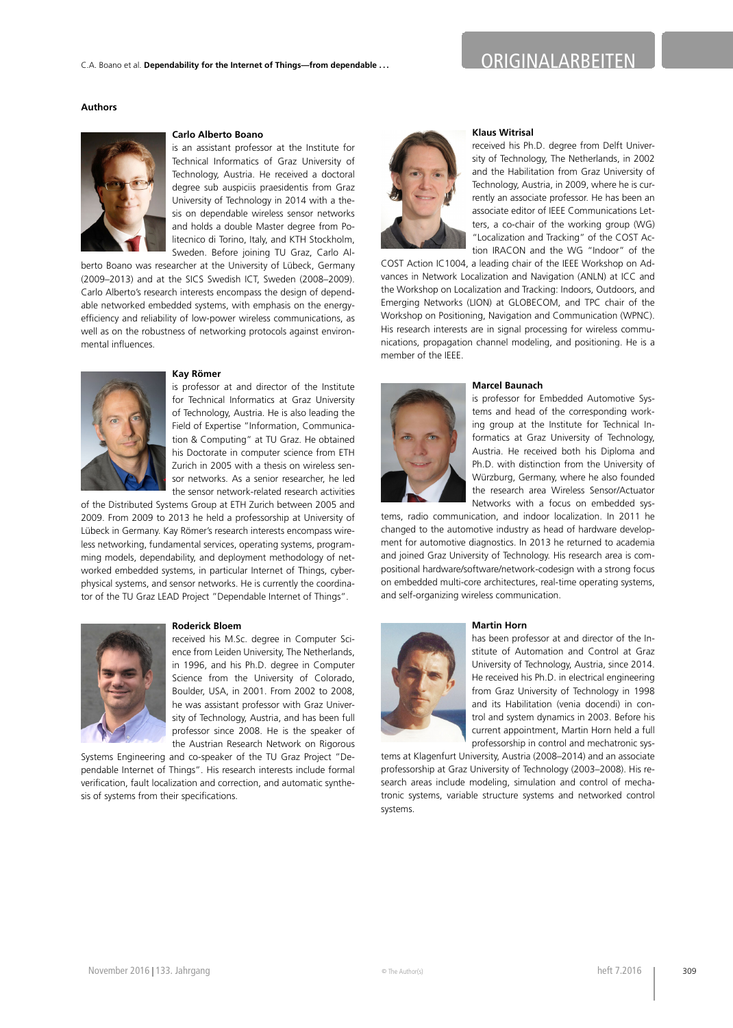## Authors

**Carlo Alberto Boano**
is an assistant professor at the Institute for Technical Informatics of Graz University of Technology, Austria. He received a doctoral degree sub auspiciis praesidentis from Graz University of Technology in 2014 with a thesis on dependable wireless sensor networks and holds a double Master degree from Politecnico di Torino, Italy, and KTH Stockholm, Sweden. Before joining TU Graz, Carlo Alberto Boano was researcher at the University of Lübeck, Germany (2009–2013) and at the SICS Swedish ICT, Sweden (2008–2009). Carlo Alberto's research interests encompass the design of dependable networked embedded systems, with emphasis on the energy-efficiency and reliability of low-power wireless communications, as well as on the robustness of networking protocols against environmental influences.

**Kay Römer**
is professor at and director of the Institute for Technical Informatics at Graz University of Technology, Austria. He is also leading the Field of Expertise "Information, Communication & Computing" at TU Graz. He obtained his Doctorate in computer science from ETH Zurich in 2005 with a thesis on wireless sensor networks. As a senior researcher, he led the sensor network-related research activities of the Distributed Systems Group at ETH Zurich between 2005 and 2009. From 2009 to 2013 he held a professorship at University of Lübeck in Germany. Kay Römer's research interests encompass wireless networking, fundamental services, operating systems, programming models, dependability, and deployment methodology of networked embedded systems, in particular Internet of Things, cyber-physical systems, and sensor networks. He is currently the coordinator of the TU Graz LEAD Project "Dependable Internet of Things".

**Roderick Bloem**
received his M.Sc. degree in Computer Science from Leiden University, The Netherlands, in 1996, and his Ph.D. degree in Computer Science from the University of Colorado, Boulder, USA, in 2001. From 2002 to 2008, he was assistant professor with Graz University of Technology, Austria, and has been full professor since 2008. He is the speaker of the Austrian Research Network on Rigorous Systems Engineering and co-speaker of the TU Graz Project "Dependable Internet of Things". His research interests include formal verification, fault localization and correction, and automatic synthesis of systems from their specifications.

**Klaus Witrisal**
received his Ph.D. degree from Delft University of Technology, The Netherlands, in 2002 and the Habilitation from Graz University of Technology, Austria, in 2009, where he is currently an associate professor. He has been an associate editor of IEEE Communications Letters, a co-chair of the working group (WG) "Localization and Tracking" of the COST Action IRACON and the WG "Indoor" of the COST Action IC1004, a leading chair of the IEEE Workshop on Advances in Network Localization and Navigation (ANLN) at ICC and the Workshop on Localization and Tracking: Indoors, Outdoors, and Emerging Networks (LION) at GLOBECOM, and TPC chair of the Workshop on Positioning, Navigation and Communication (WPNC). His research interests are in signal processing for wireless communications, propagation channel modeling, and positioning. He is a member of the IEEE.

**Marcel Baunach**
is professor for Embedded Automotive Systems and head of the corresponding working group at the Institute for Technical Informatics at Graz University of Technology, Austria. He received both his Diploma and Ph.D. with distinction from the University of Würzburg, Germany, where he also founded the research area Wireless Sensor/Actuator Networks with a focus on embedded systems, radio communication, and indoor localization. In 2011 he changed to the automotive industry as head of hardware development for automotive diagnostics. In 2013 he returned to academia and joined Graz University of Technology. His research area is compositional hardware/software/network-codesign with a strong focus on embedded multi-core architectures, real-time operating systems, and self-organizing wireless communication.

**Martin Horn**
has been professor at and director of the Institute of Automation and Control at Graz University of Technology, Austria, since 2014. He received his Ph.D. in electrical engineering from Graz University of Technology in 1998 and its Habilitation (venia docendi) in control and system dynamics in 2003. Before his current appointment, Martin Horn held a full professorship in control and mechatronic systems at Klagenfurt University, Austria (2008–2014) and an associate professorship at Graz University of Technology (2003–2008). His research areas include modeling, simulation and control of mechatronic systems, variable structure systems and networked control systems.